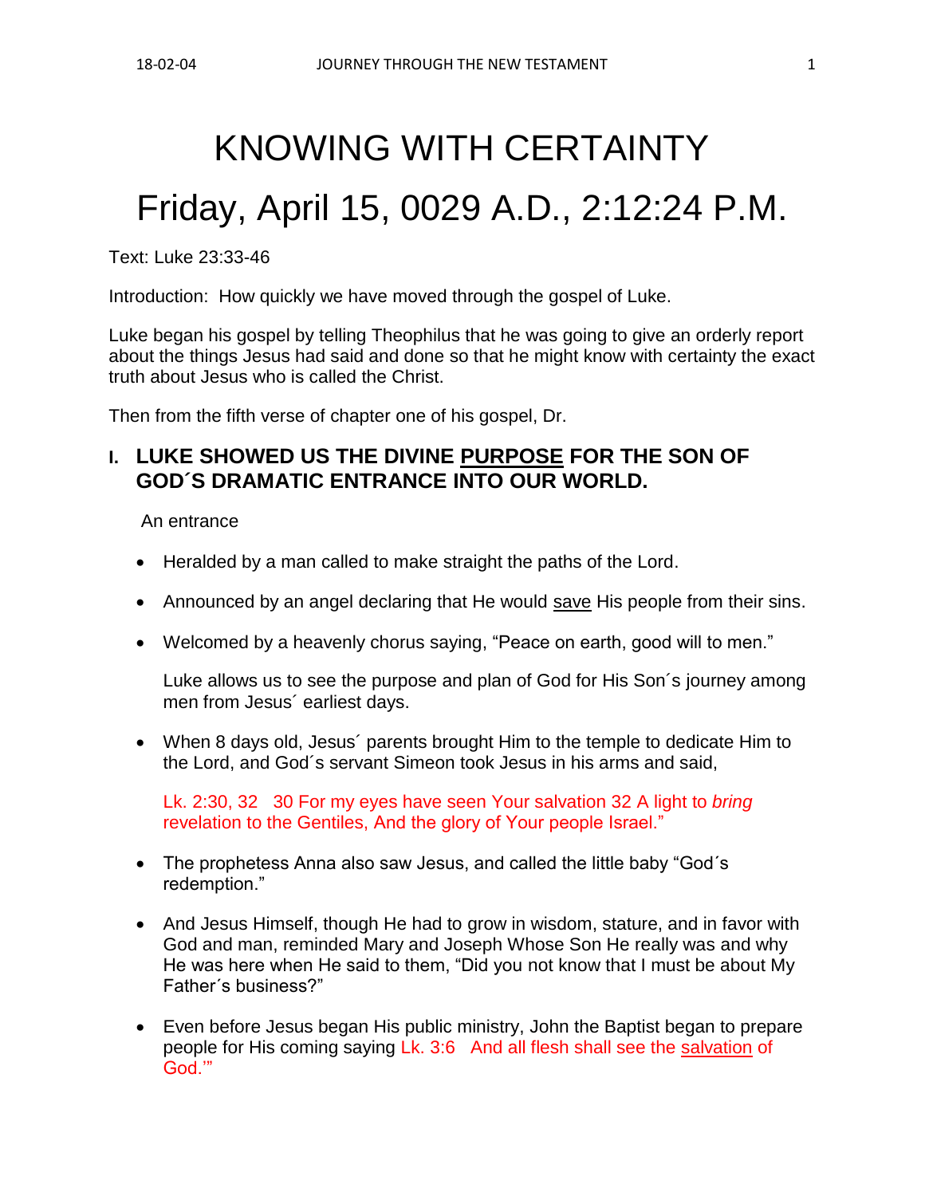# KNOWING WITH CERTAINTY

# Friday, April 15, 0029 A.D., 2:12:24 P.M.

Text: Luke 23:33-46

Introduction: How quickly we have moved through the gospel of Luke.

Luke began his gospel by telling Theophilus that he was going to give an orderly report about the things Jesus had said and done so that he might know with certainty the exact truth about Jesus who is called the Christ.

Then from the fifth verse of chapter one of his gospel, Dr.

## I. LUKE SHOWED US THE DIVINE <u>PURPOSE</u> FOR THE SON OF GOD´S DRAMATIC ENTRANCE INTO OUR WORLD.

An entrance

- Heralded by a man called to make straight the paths of the Lord.
- Announced by an angel declaring that He would <u>save</u> His people from their sins.
- Welcomed by a heavenly chorus saying, "Peace on earth, good will to men."

  Luke allows us to see the purpose and plan of God for His Son´s journey among men from Jesus´ earliest days.

- When 8 days old, Jesus´ parents brought Him to the temple to dedicate Him to the Lord, and God´s servant Simeon took Jesus in his arms and said,

  Lk. 2:30, 32 30 For my eyes have seen Your salvation 32 A light to *bring* revelation to the Gentiles, And the glory of Your people Israel."

- The prophetess Anna also saw Jesus, and called the little baby "God´s redemption."
- And Jesus Himself, though He had to grow in wisdom, stature, and in favor with God and man, reminded Mary and Joseph Whose Son He really was and why He was here when He said to them, "Did you not know that I must be about My Father´s business?"
- Even before Jesus began His public ministry, John the Baptist began to prepare people for His coming saying Lk. 3:6 And all flesh shall see the <u>salvation</u> of God.'"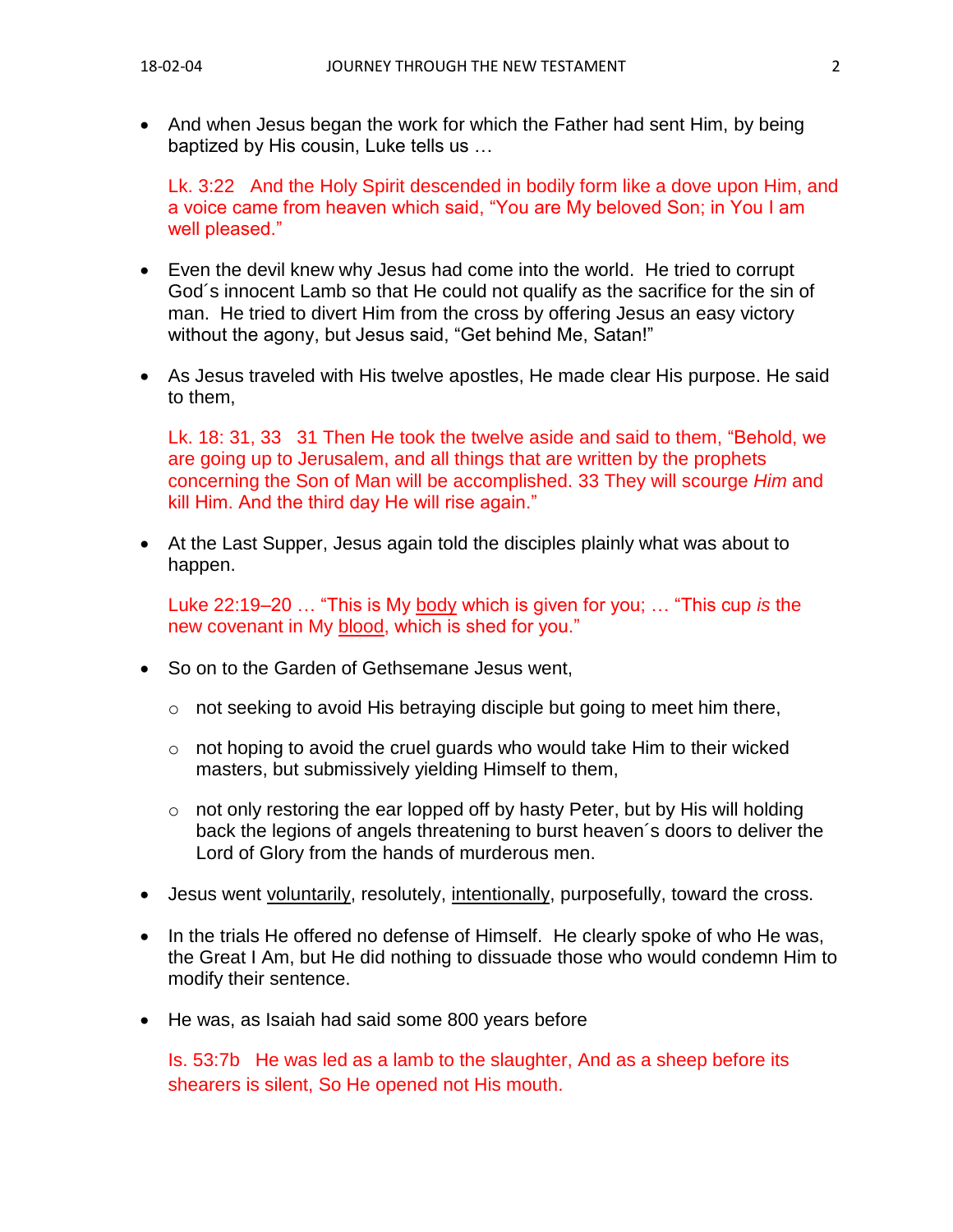- And when Jesus began the work for which the Father had sent Him, by being baptized by His cousin, Luke tells us …

  Lk. 3:22 And the Holy Spirit descended in bodily form like a dove upon Him, and a voice came from heaven which said, "You are My beloved Son; in You I am well pleased."

- Even the devil knew why Jesus had come into the world. He tried to corrupt God´s innocent Lamb so that He could not qualify as the sacrifice for the sin of man. He tried to divert Him from the cross by offering Jesus an easy victory without the agony, but Jesus said, "Get behind Me, Satan!"

- As Jesus traveled with His twelve apostles, He made clear His purpose. He said to them,

  Lk. 18: 31, 33 31 Then He took the twelve aside and said to them, "Behold, we are going up to Jerusalem, and all things that are written by the prophets concerning the Son of Man will be accomplished. 33 They will scourge *Him* and kill Him. And the third day He will rise again."

- At the Last Supper, Jesus again told the disciples plainly what was about to happen.

  Luke 22:19–20 … "This is My <u>body</u> which is given for you; … "This cup *is* the new covenant in My <u>blood</u>, which is shed for you."

- So on to the Garden of Gethsemane Jesus went,
  - not seeking to avoid His betraying disciple but going to meet him there,
  - not hoping to avoid the cruel guards who would take Him to their wicked masters, but submissively yielding Himself to them,
  - not only restoring the ear lopped off by hasty Peter, but by His will holding back the legions of angels threatening to burst heaven´s doors to deliver the Lord of Glory from the hands of murderous men.

- Jesus went <u>voluntarily</u>, resolutely, <u>intentionally</u>, purposefully, toward the cross.

- In the trials He offered no defense of Himself. He clearly spoke of who He was, the Great I Am, but He did nothing to dissuade those who would condemn Him to modify their sentence.

- He was, as Isaiah had said some 800 years before

  Is. 53:7b He was led as a lamb to the slaughter, And as a sheep before its shearers is silent, So He opened not His mouth.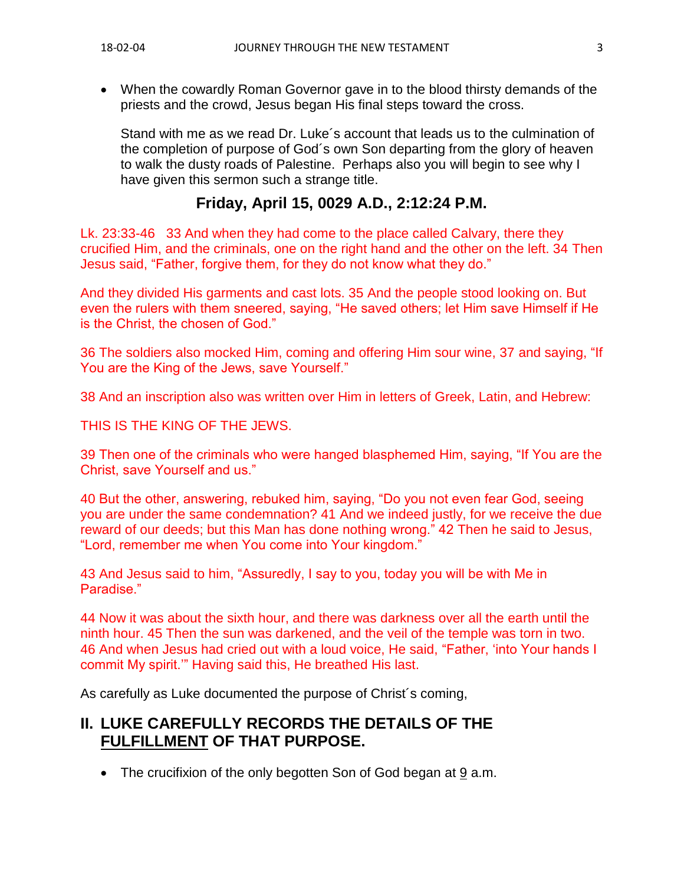- When the cowardly Roman Governor gave in to the blood thirsty demands of the priests and the crowd, Jesus began His final steps toward the cross.

  Stand with me as we read Dr. Luke´s account that leads us to the culmination of the completion of purpose of God´s own Son departing from the glory of heaven to walk the dusty roads of Palestine. Perhaps also you will begin to see why I have given this sermon such a strange title.

### Friday, April 15, 0029 A.D., 2:12:24 P.M.

Lk. 23:33-46 33 And when they had come to the place called Calvary, there they crucified Him, and the criminals, one on the right hand and the other on the left. 34 Then Jesus said, "Father, forgive them, for they do not know what they do."

And they divided His garments and cast lots. 35 And the people stood looking on. But even the rulers with them sneered, saying, "He saved others; let Him save Himself if He is the Christ, the chosen of God."

36 The soldiers also mocked Him, coming and offering Him sour wine, 37 and saying, "If You are the King of the Jews, save Yourself."

38 And an inscription also was written over Him in letters of Greek, Latin, and Hebrew:

THIS IS THE KING OF THE JEWS.

39 Then one of the criminals who were hanged blasphemed Him, saying, "If You are the Christ, save Yourself and us."

40 But the other, answering, rebuked him, saying, "Do you not even fear God, seeing you are under the same condemnation? 41 And we indeed justly, for we receive the due reward of our deeds; but this Man has done nothing wrong." 42 Then he said to Jesus, "Lord, remember me when You come into Your kingdom."

43 And Jesus said to him, "Assuredly, I say to you, today you will be with Me in Paradise."

44 Now it was about the sixth hour, and there was darkness over all the earth until the ninth hour. 45 Then the sun was darkened, and the veil of the temple was torn in two. 46 And when Jesus had cried out with a loud voice, He said, "Father, 'into Your hands I commit My spirit.'" Having said this, He breathed His last.

As carefully as Luke documented the purpose of Christ´s coming,

## II. LUKE CAREFULLY RECORDS THE DETAILS OF THE FULFILLMENT OF THAT PURPOSE.

- The crucifixion of the only begotten Son of God began at 9 a.m.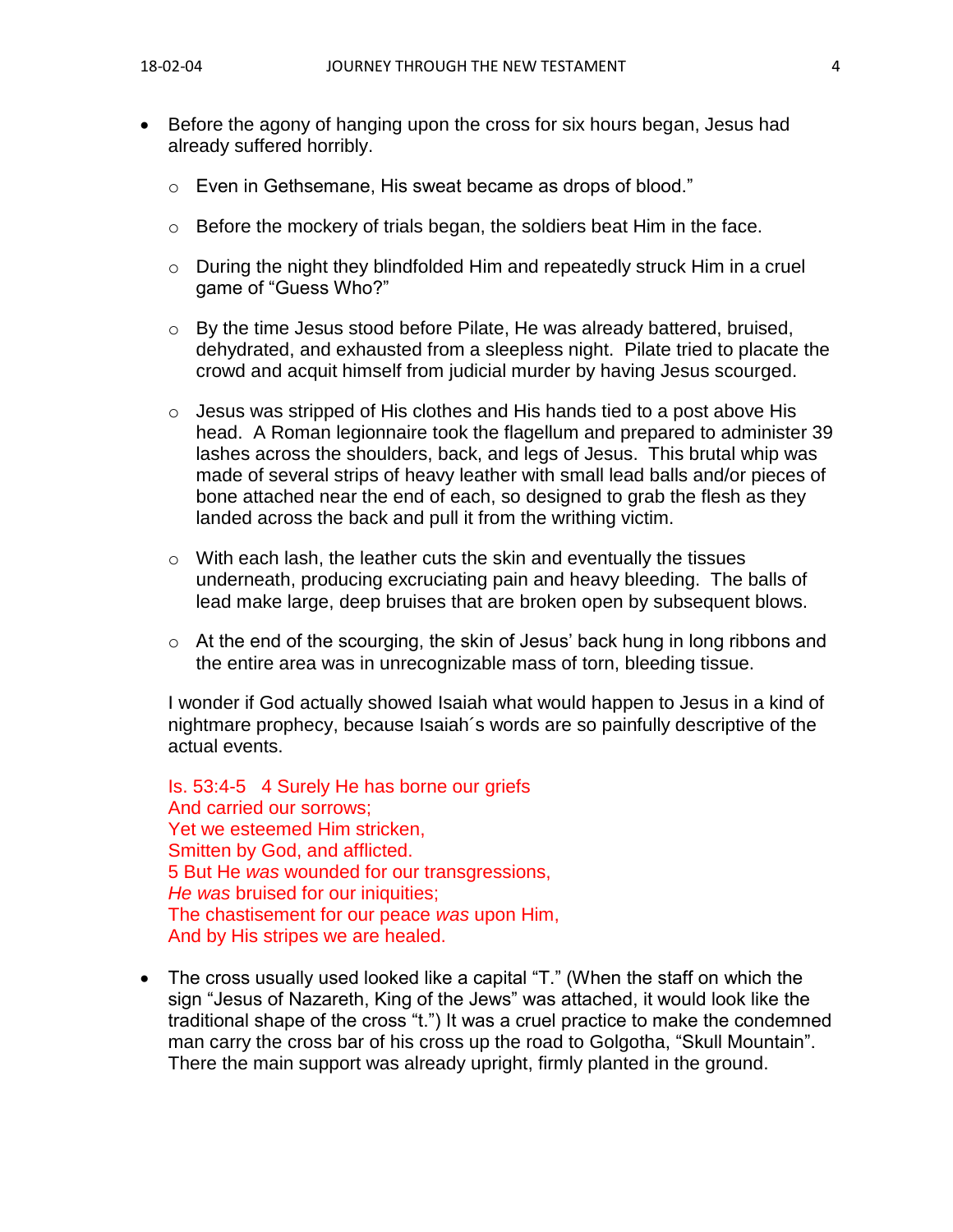- Before the agony of hanging upon the cross for six hours began, Jesus had already suffered horribly.
  - Even in Gethsemane, His sweat became as drops of blood."
  - Before the mockery of trials began, the soldiers beat Him in the face.
  - During the night they blindfolded Him and repeatedly struck Him in a cruel game of "Guess Who?"
  - By the time Jesus stood before Pilate, He was already battered, bruised, dehydrated, and exhausted from a sleepless night. Pilate tried to placate the crowd and acquit himself from judicial murder by having Jesus scourged.
  - Jesus was stripped of His clothes and His hands tied to a post above His head. A Roman legionnaire took the flagellum and prepared to administer 39 lashes across the shoulders, back, and legs of Jesus. This brutal whip was made of several strips of heavy leather with small lead balls and/or pieces of bone attached near the end of each, so designed to grab the flesh as they landed across the back and pull it from the writhing victim.
  - With each lash, the leather cuts the skin and eventually the tissues underneath, producing excruciating pain and heavy bleeding. The balls of lead make large, deep bruises that are broken open by subsequent blows.
  - At the end of the scourging, the skin of Jesus' back hung in long ribbons and the entire area was in unrecognizable mass of torn, bleeding tissue.

  I wonder if God actually showed Isaiah what would happen to Jesus in a kind of nightmare prophecy, because Isaiah´s words are so painfully descriptive of the actual events.

  Is. 53:4-5 4 Surely He has borne our griefs  
  And carried our sorrows;  
  Yet we esteemed Him stricken,  
  Smitten by God, and afflicted.  
  5 But He *was* wounded for our transgressions,  
  *He was* bruised for our iniquities;  
  The chastisement for our peace *was* upon Him,  
  And by His stripes we are healed.

- The cross usually used looked like a capital "T." (When the staff on which the sign "Jesus of Nazareth, King of the Jews" was attached, it would look like the traditional shape of the cross "t.") It was a cruel practice to make the condemned man carry the cross bar of his cross up the road to Golgotha, "Skull Mountain". There the main support was already upright, firmly planted in the ground.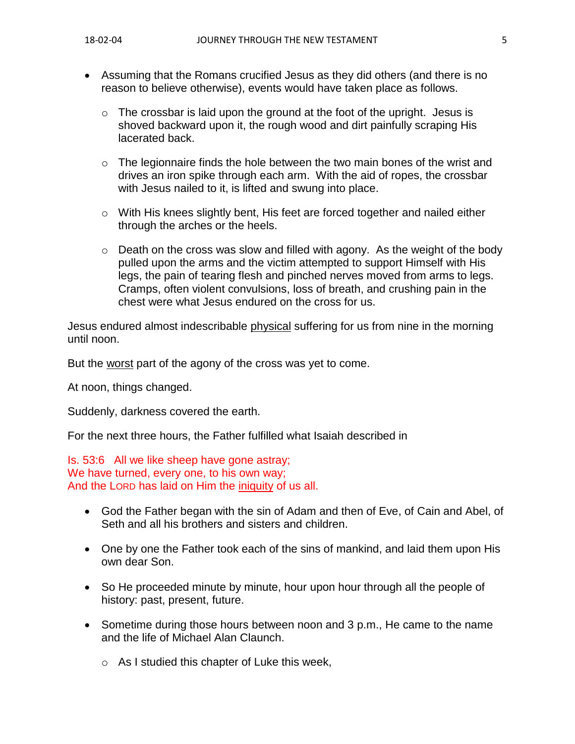- Assuming that the Romans crucified Jesus as they did others (and there is no reason to believe otherwise), events would have taken place as follows.

    - The crossbar is laid upon the ground at the foot of the upright. Jesus is shoved backward upon it, the rough wood and dirt painfully scraping His lacerated back.

    - The legionnaire finds the hole between the two main bones of the wrist and drives an iron spike through each arm. With the aid of ropes, the crossbar with Jesus nailed to it, is lifted and swung into place.

    - With His knees slightly bent, His feet are forced together and nailed either through the arches or the heels.

    - Death on the cross was slow and filled with agony. As the weight of the body pulled upon the arms and the victim attempted to support Himself with His legs, the pain of tearing flesh and pinched nerves moved from arms to legs. Cramps, often violent convulsions, loss of breath, and crushing pain in the chest were what Jesus endured on the cross for us.

Jesus endured almost indescribable <u>physical</u> suffering for us from nine in the morning until noon.

But the <u>worst</u> part of the agony of the cross was yet to come.

At noon, things changed.

Suddenly, darkness covered the earth.

For the next three hours, the Father fulfilled what Isaiah described in

Is. 53:6 All we like sheep have gone astray;
We have turned, every one, to his own way;
And the LORD has laid on Him the <u>iniquity</u> of us all.

- God the Father began with the sin of Adam and then of Eve, of Cain and Abel, of Seth and all his brothers and sisters and children.

- One by one the Father took each of the sins of mankind, and laid them upon His own dear Son.

- So He proceeded minute by minute, hour upon hour through all the people of history: past, present, future.

- Sometime during those hours between noon and 3 p.m., He came to the name and the life of Michael Alan Claunch.

    - As I studied this chapter of Luke this week,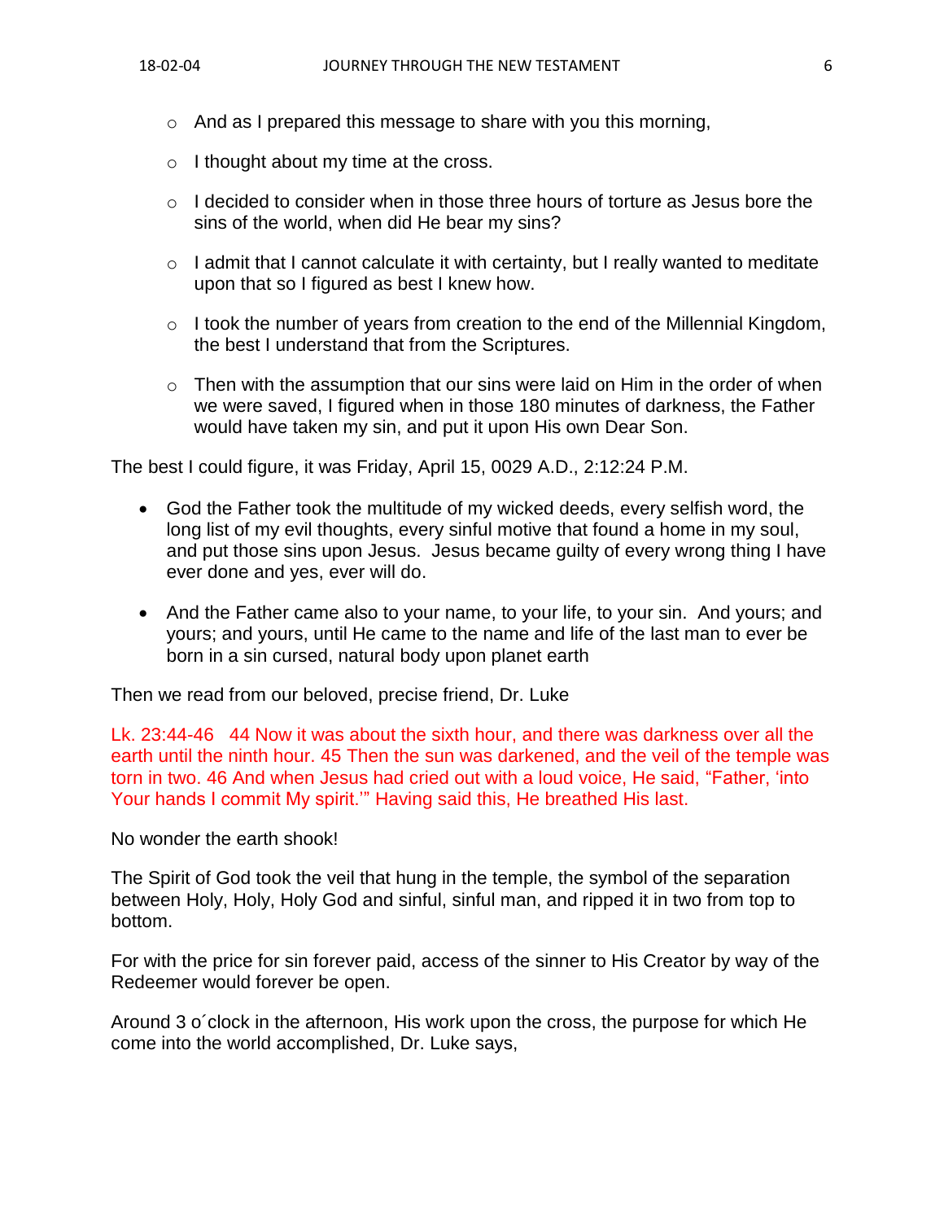- And as I prepared this message to share with you this morning,
- I thought about my time at the cross.
- I decided to consider when in those three hours of torture as Jesus bore the sins of the world, when did He bear my sins?
- I admit that I cannot calculate it with certainty, but I really wanted to meditate upon that so I figured as best I knew how.
- I took the number of years from creation to the end of the Millennial Kingdom, the best I understand that from the Scriptures.
- Then with the assumption that our sins were laid on Him in the order of when we were saved, I figured when in those 180 minutes of darkness, the Father would have taken my sin, and put it upon His own Dear Son.

The best I could figure, it was Friday, April 15, 0029 A.D., 2:12:24 P.M.

- God the Father took the multitude of my wicked deeds, every selfish word, the long list of my evil thoughts, every sinful motive that found a home in my soul, and put those sins upon Jesus. Jesus became guilty of every wrong thing I have ever done and yes, ever will do.
- And the Father came also to your name, to your life, to your sin. And yours; and yours; and yours, until He came to the name and life of the last man to ever be born in a sin cursed, natural body upon planet earth

Then we read from our beloved, precise friend, Dr. Luke

Lk. 23:44-46 44 Now it was about the sixth hour, and there was darkness over all the earth until the ninth hour. 45 Then the sun was darkened, and the veil of the temple was torn in two. 46 And when Jesus had cried out with a loud voice, He said, "Father, 'into Your hands I commit My spirit.'" Having said this, He breathed His last.

No wonder the earth shook!

The Spirit of God took the veil that hung in the temple, the symbol of the separation between Holy, Holy, Holy God and sinful, sinful man, and ripped it in two from top to bottom.

For with the price for sin forever paid, access of the sinner to His Creator by way of the Redeemer would forever be open.

Around 3 o´clock in the afternoon, His work upon the cross, the purpose for which He come into the world accomplished, Dr. Luke says,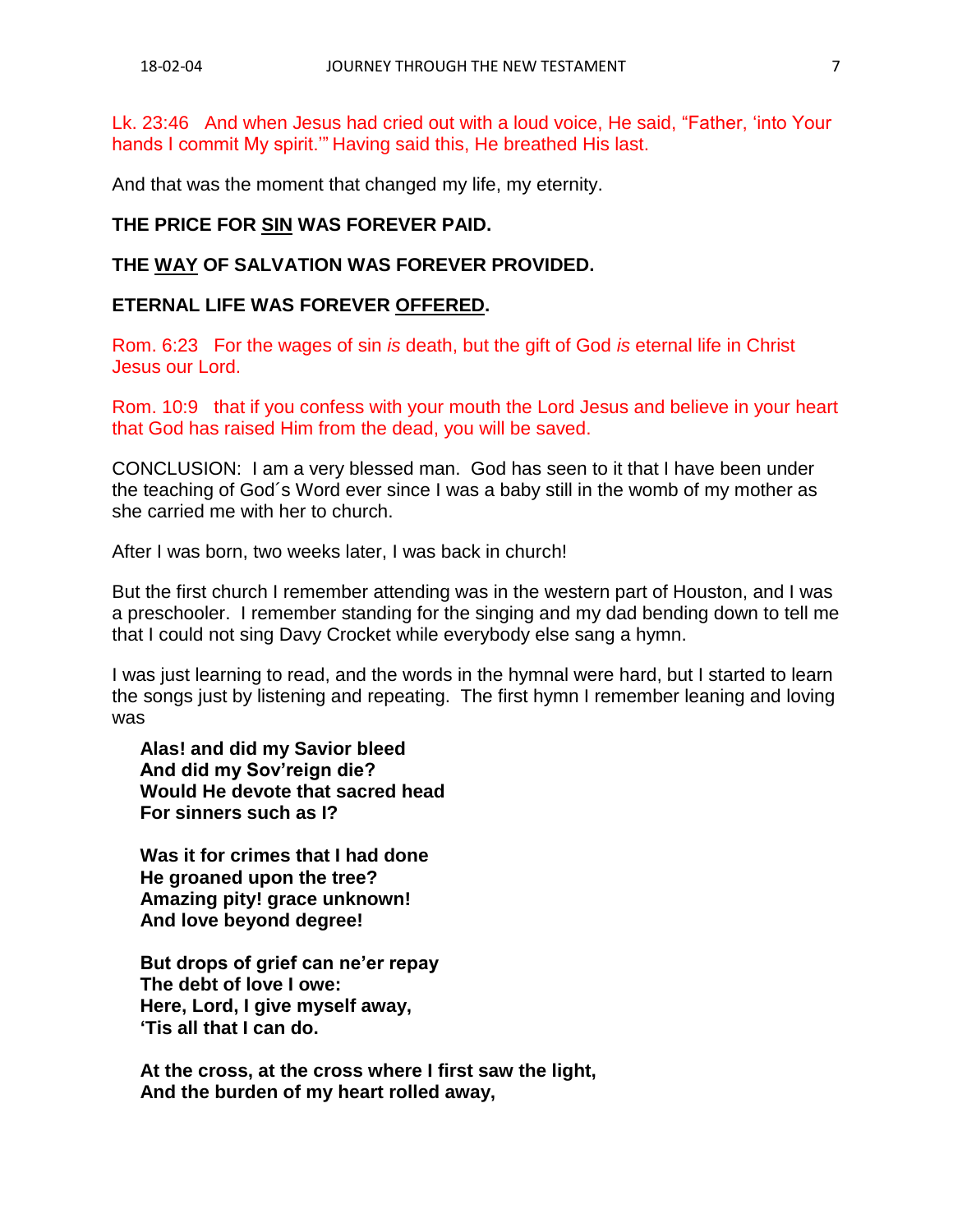Lk. 23:46 And when Jesus had cried out with a loud voice, He said, "Father, 'into Your hands I commit My spirit.'" Having said this, He breathed His last.

And that was the moment that changed my life, my eternity.

**THE PRICE FOR <u>SIN</u> WAS FOREVER PAID.**

**THE <u>WAY</u> OF SALVATION WAS FOREVER PROVIDED.**

**ETERNAL LIFE WAS FOREVER <u>OFFERED</u>.**

Rom. 6:23 For the wages of sin *is* death, but the gift of God *is* eternal life in Christ Jesus our Lord.

Rom. 10:9 that if you confess with your mouth the Lord Jesus and believe in your heart that God has raised Him from the dead, you will be saved.

CONCLUSION: I am a very blessed man. God has seen to it that I have been under the teaching of God´s Word ever since I was a baby still in the womb of my mother as she carried me with her to church.

After I was born, two weeks later, I was back in church!

But the first church I remember attending was in the western part of Houston, and I was a preschooler. I remember standing for the singing and my dad bending down to tell me that I could not sing Davy Crocket while everybody else sang a hymn.

I was just learning to read, and the words in the hymnal were hard, but I started to learn the songs just by listening and repeating. The first hymn I remember leaning and loving was

**Alas! and did my Savior bleed**
**And did my Sov'reign die?**
**Would He devote that sacred head**
**For sinners such as I?**

**Was it for crimes that I had done**
**He groaned upon the tree?**
**Amazing pity! grace unknown!**
**And love beyond degree!**

**But drops of grief can ne'er repay**
**The debt of love I owe:**
**Here, Lord, I give myself away,**
**'Tis all that I can do.**

**At the cross, at the cross where I first saw the light,**
**And the burden of my heart rolled away,**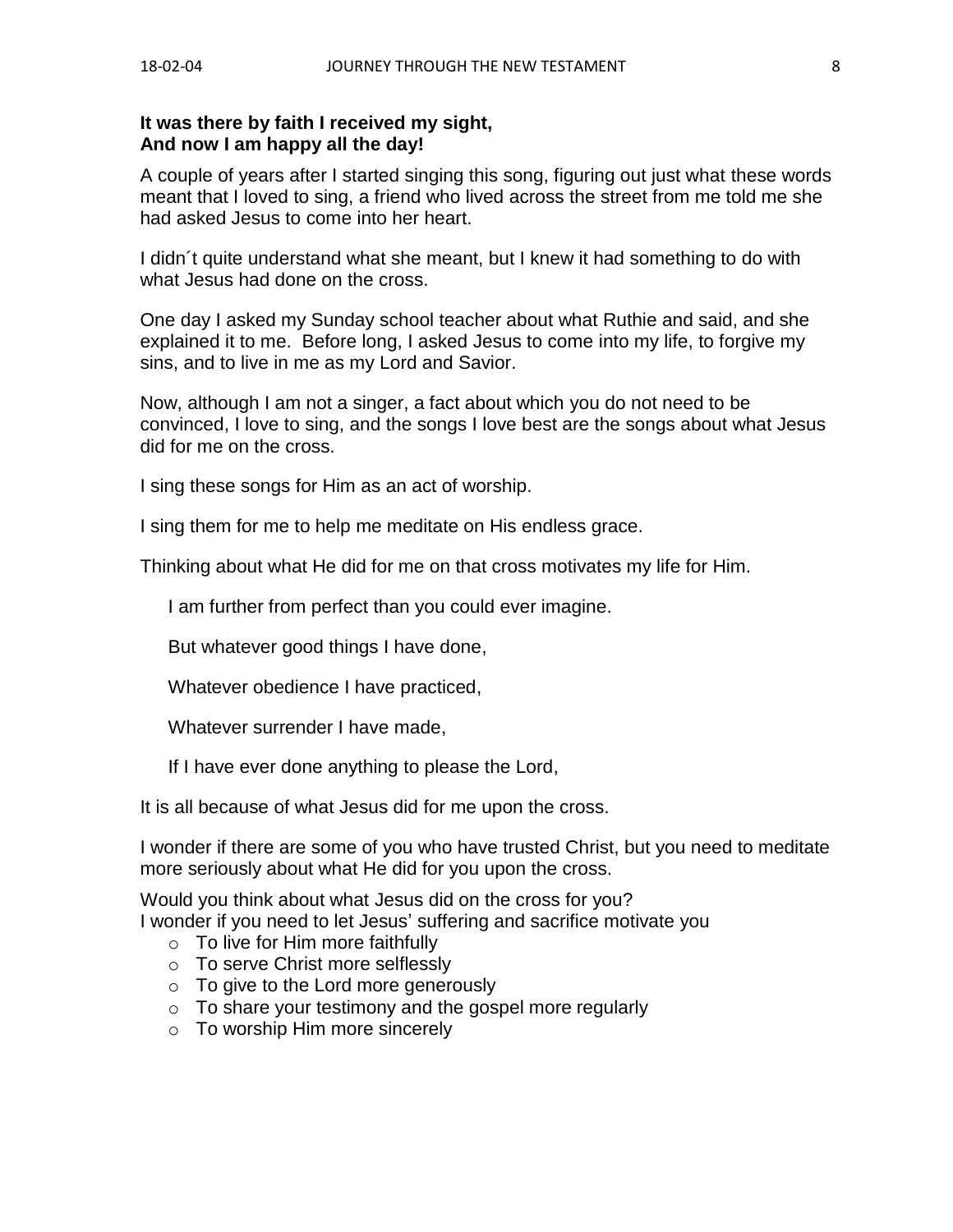**It was there by faith I received my sight,**
**And now I am happy all the day!**

A couple of years after I started singing this song, figuring out just what these words meant that I loved to sing, a friend who lived across the street from me told me she had asked Jesus to come into her heart.

I didn´t quite understand what she meant, but I knew it had something to do with what Jesus had done on the cross.

One day I asked my Sunday school teacher about what Ruthie and said, and she explained it to me. Before long, I asked Jesus to come into my life, to forgive my sins, and to live in me as my Lord and Savior.

Now, although I am not a singer, a fact about which you do not need to be convinced, I love to sing, and the songs I love best are the songs about what Jesus did for me on the cross.

I sing these songs for Him as an act of worship.

I sing them for me to help me meditate on His endless grace.

Thinking about what He did for me on that cross motivates my life for Him.

I am further from perfect than you could ever imagine.

But whatever good things I have done,

Whatever obedience I have practiced,

Whatever surrender I have made,

If I have ever done anything to please the Lord,

It is all because of what Jesus did for me upon the cross.

I wonder if there are some of you who have trusted Christ, but you need to meditate more seriously about what He did for you upon the cross.

Would you think about what Jesus did on the cross for you?
I wonder if you need to let Jesus' suffering and sacrifice motivate you

- To live for Him more faithfully
- To serve Christ more selflessly
- To give to the Lord more generously
- To share your testimony and the gospel more regularly
- To worship Him more sincerely